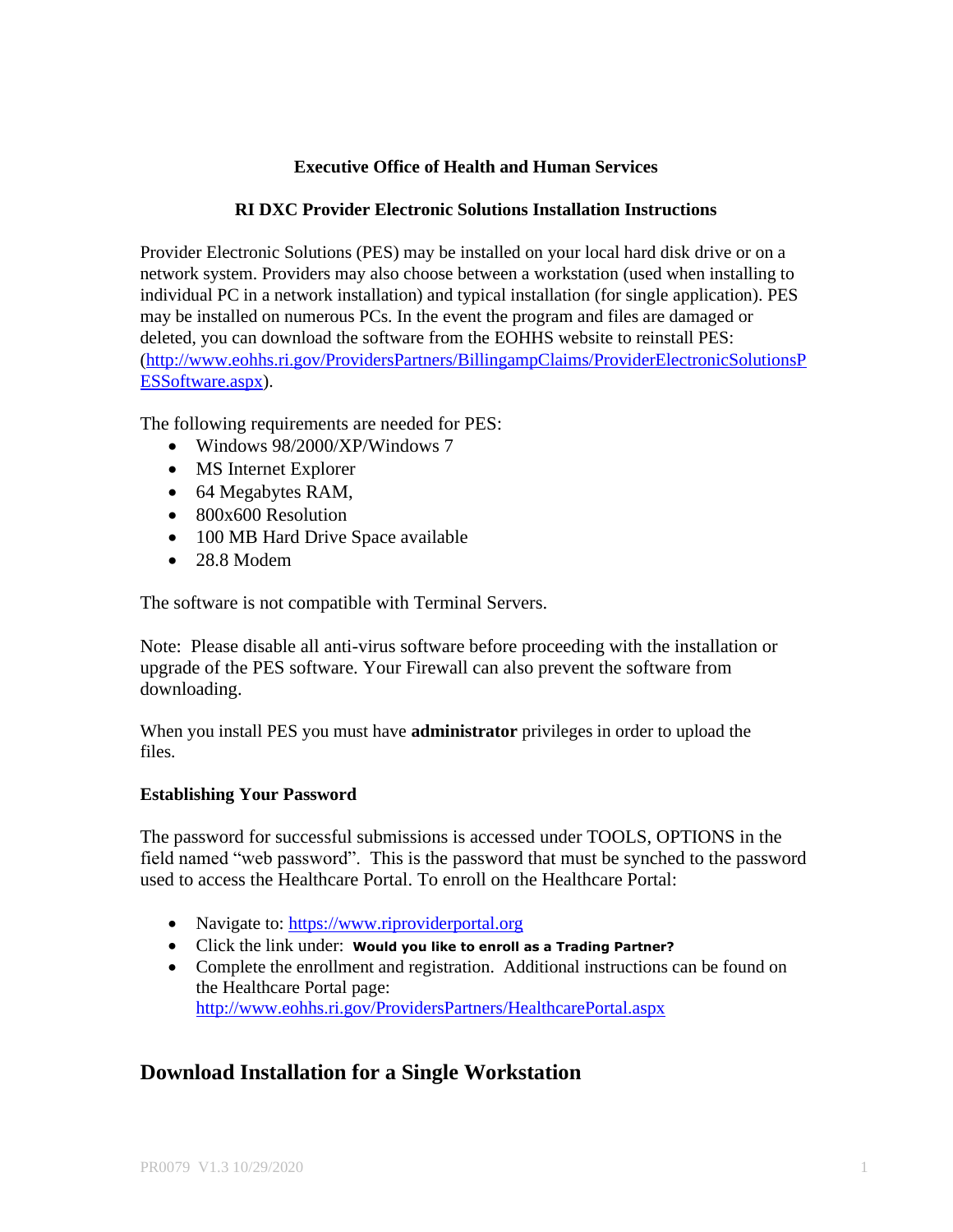**Executive Office of Health and Human Services**

**RI DXC Provider Electronic Solutions Installation Instructions**

Provider Electronic Solutions (PES) may be installed on your local hard disk drive or on a network system. Providers may also choose between a workstation (used when installing to individual PC in a network installation) and typical installation (for single application). PES may be installed on numerous PCs. In the event the program and files are damaged or deleted, you can download the software from the EOHHS website to reinstall PES: (http://www.eohhs.ri.gov/ProvidersPartners/BillingampClaims/ProviderElectronicSolutionsPESSoftware.aspx).

The following requirements are needed for PES:

- Windows 98/2000/XP/Windows 7
- MS Internet Explorer
- 64 Megabytes RAM,
- 800x600 Resolution
- 100 MB Hard Drive Space available
- 28.8 Modem

The software is not compatible with Terminal Servers.

Note: Please disable all anti-virus software before proceeding with the installation or upgrade of the PES software. Your Firewall can also prevent the software from downloading.

When you install PES you must have **administrator** privileges in order to upload the files.

**Establishing Your Password**

The password for successful submissions is accessed under TOOLS, OPTIONS in the field named "web password". This is the password that must be synched to the password used to access the Healthcare Portal. To enroll on the Healthcare Portal:

- Navigate to: https://www.riproviderportal.org
- Click the link under: **Would you like to enroll as a Trading Partner?**
- Complete the enrollment and registration. Additional instructions can be found on the Healthcare Portal page: http://www.eohhs.ri.gov/ProvidersPartners/HealthcarePortal.aspx

## Download Installation for a Single Workstation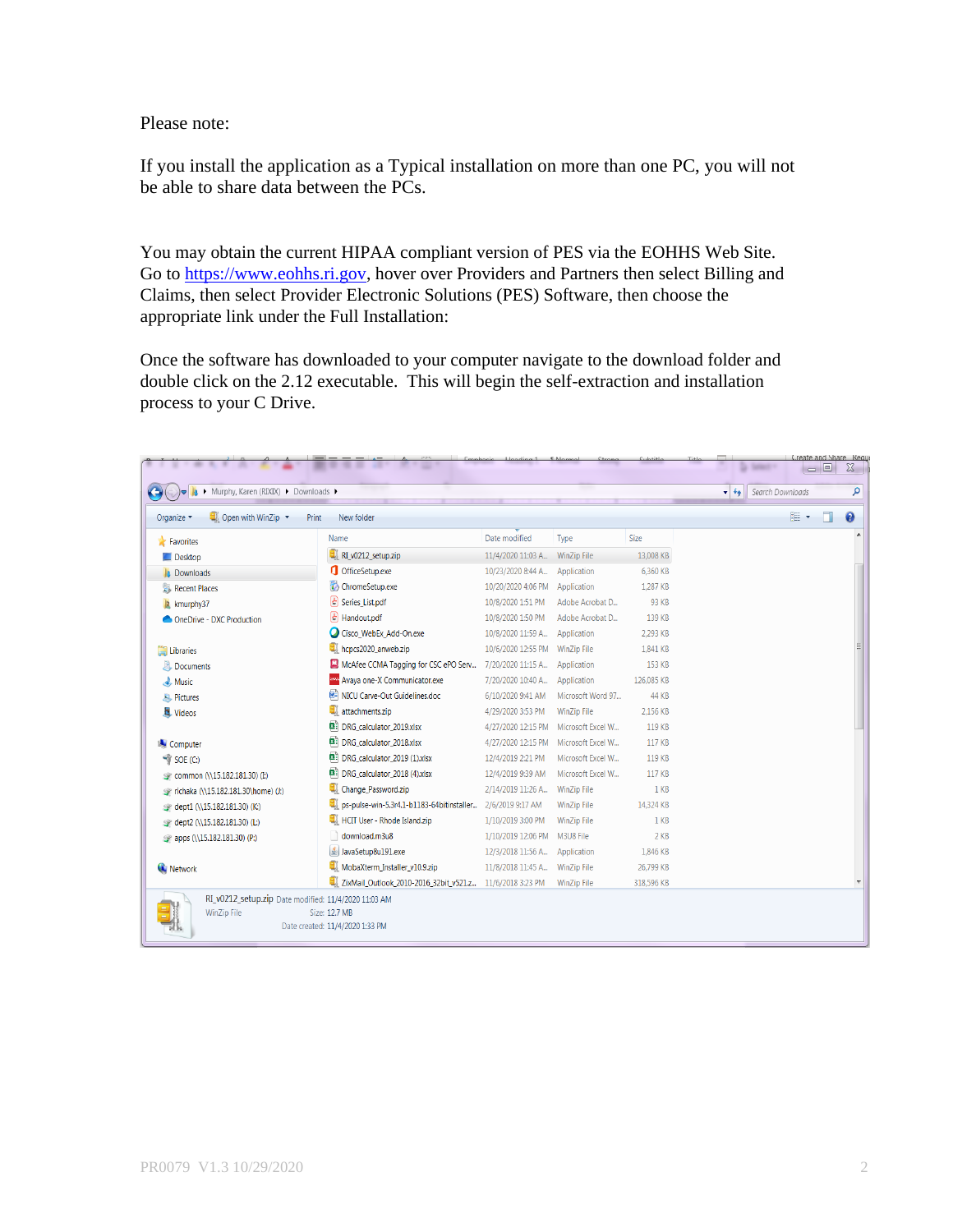Please note:

If you install the application as a Typical installation on more than one PC, you will not be able to share data between the PCs.

You may obtain the current HIPAA compliant version of PES via the EOHHS Web Site. Go to https://www.eohhs.ri.gov, hover over Providers and Partners then select Billing and Claims, then select Provider Electronic Solutions (PES) Software, then choose the appropriate link under the Full Installation:

Once the software has downloaded to your computer navigate to the download folder and double click on the 2.12 executable. This will begin the self-extraction and installation process to your C Drive.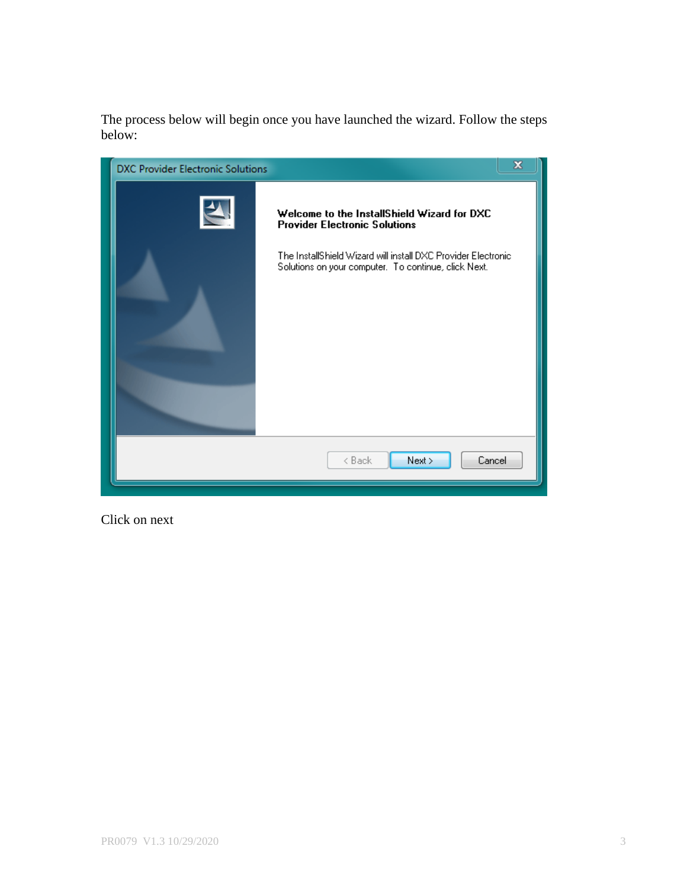The process below will begin once you have launched the wizard. Follow the steps below:

Click on next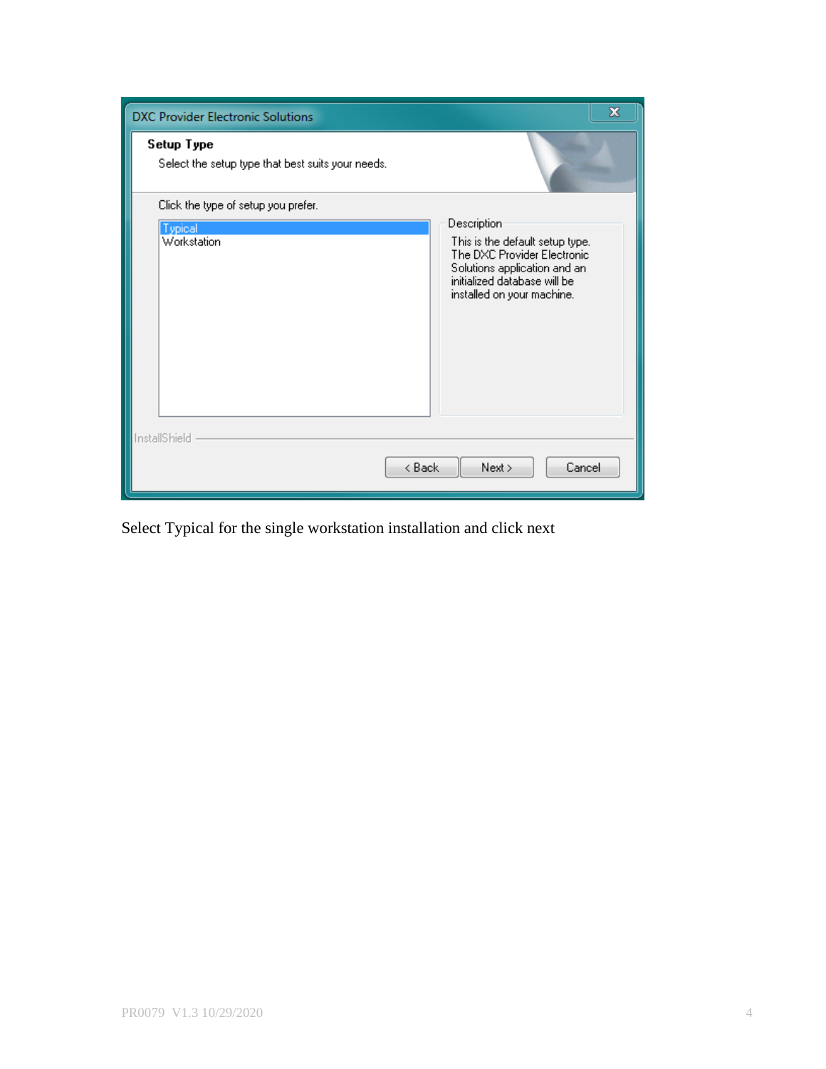**DXC Provider Electronic Solutions**

**Setup Type**

Select the setup type that best suits your needs.

Click the type of setup you prefer.

- Typical
- Workstation

Description

This is the default setup type. The DXC Provider Electronic Solutions application and an initialized database will be installed on your machine.

InstallShield

< Back | Next > | Cancel

Select Typical for the single workstation installation and click next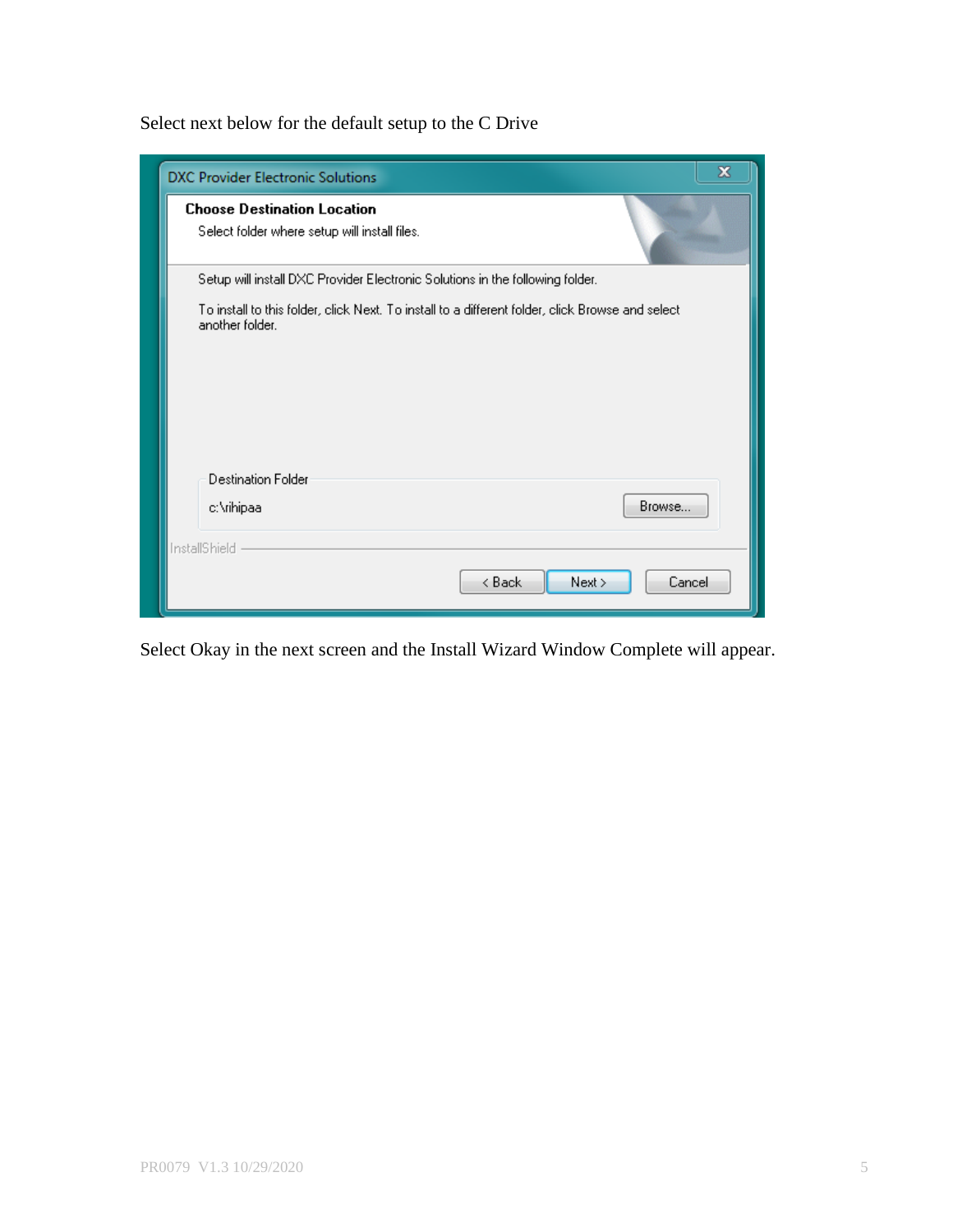Select next below for the default setup to the C Drive

DXC Provider Electronic Solutions

**Choose Destination Location**

Select folder where setup will install files.

Setup will install DXC Provider Electronic Solutions in the following folder.

To install to this folder, click Next. To install to a different folder, click Browse and select another folder.

Destination Folder

c:\rihipaa

Browse...

InstallShield

< Back | Next > | Cancel

Select Okay in the next screen and the Install Wizard Window Complete will appear.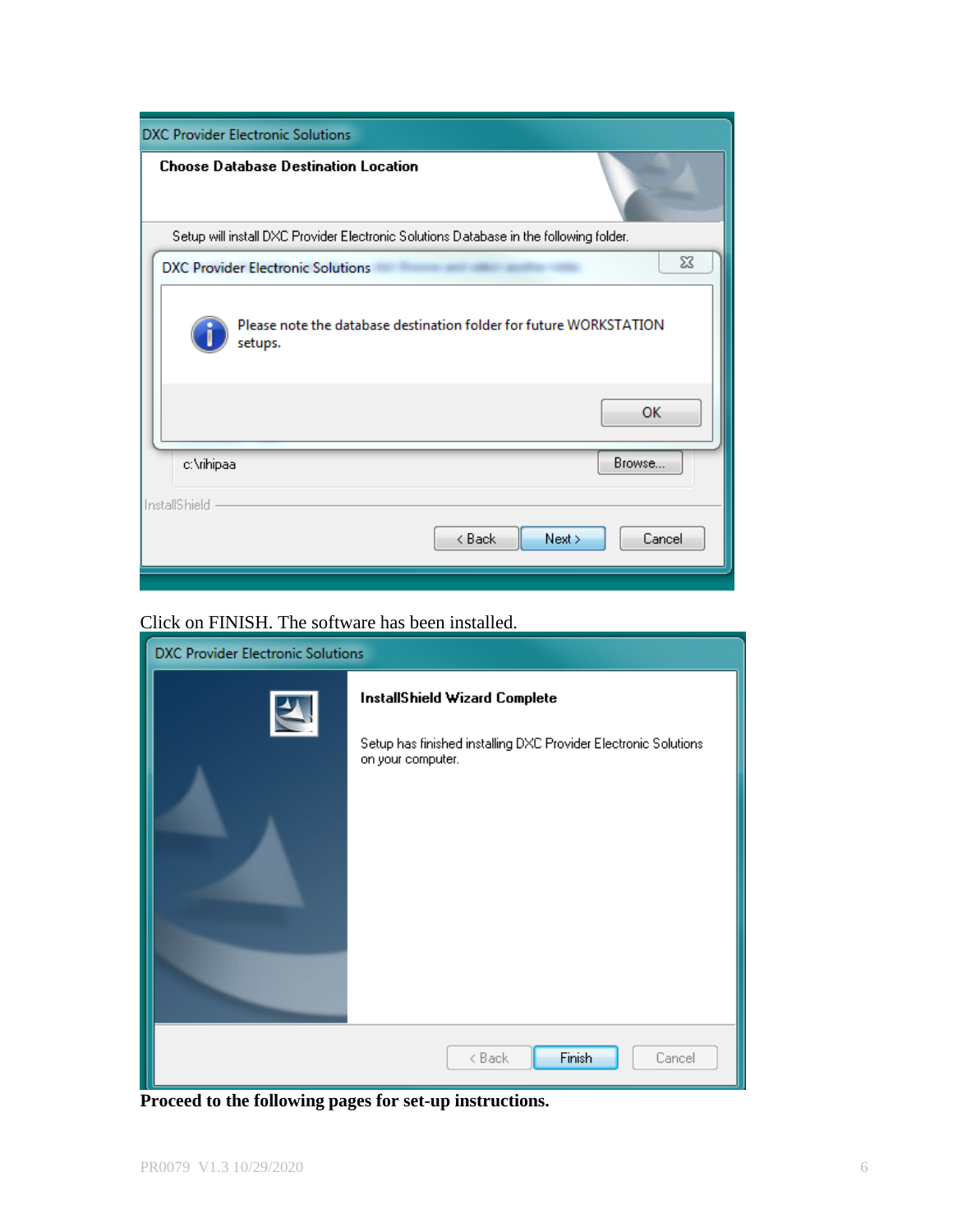DXC Provider Electronic Solutions

**Choose Database Destination Location**

Setup will install DXC Provider Electronic Solutions Database in the following folder.

DXC Provider Electronic Solutions

Please note the database destination folder for future WORKSTATION setups.

OK

c:\rihipaa

Browse...

InstallShield

< Back   Next >   Cancel

Click on FINISH. The software has been installed.

DXC Provider Electronic Solutions

**InstallShield Wizard Complete**

Setup has finished installing DXC Provider Electronic Solutions on your computer.

< Back   Finish   Cancel

**Proceed to the following pages for set-up instructions.**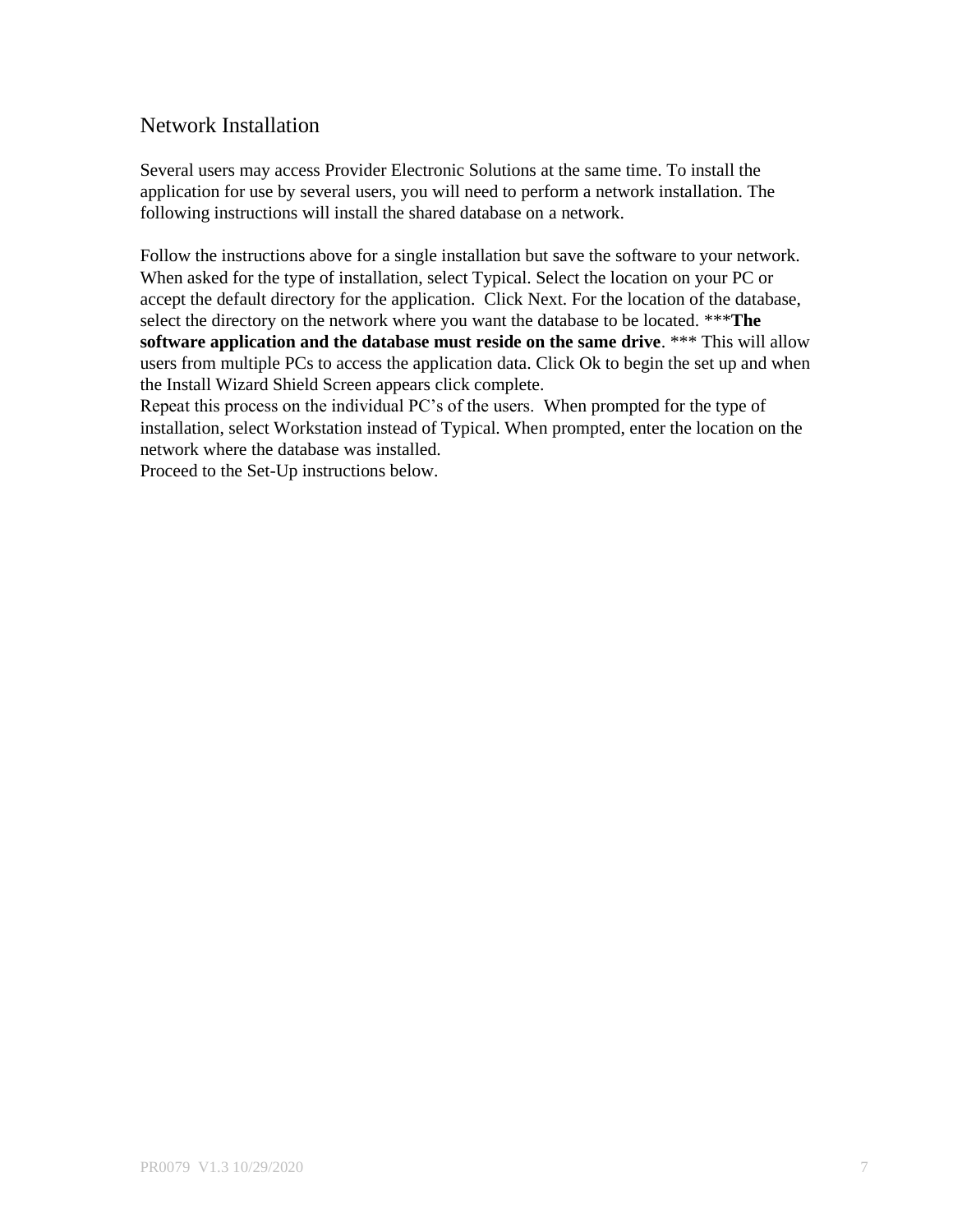## Network Installation

Several users may access Provider Electronic Solutions at the same time. To install the application for use by several users, you will need to perform a network installation. The following instructions will install the shared database on a network.

Follow the instructions above for a single installation but save the software to your network. When asked for the type of installation, select Typical. Select the location on your PC or accept the default directory for the application. Click Next. For the location of the database, select the directory on the network where you want the database to be located. ***The software application and the database must reside on the same drive***. *** This will allow users from multiple PCs to access the application data. Click Ok to begin the set up and when the Install Wizard Shield Screen appears click complete.
Repeat this process on the individual PC's of the users. When prompted for the type of installation, select Workstation instead of Typical. When prompted, enter the location on the network where the database was installed.
Proceed to the Set-Up instructions below.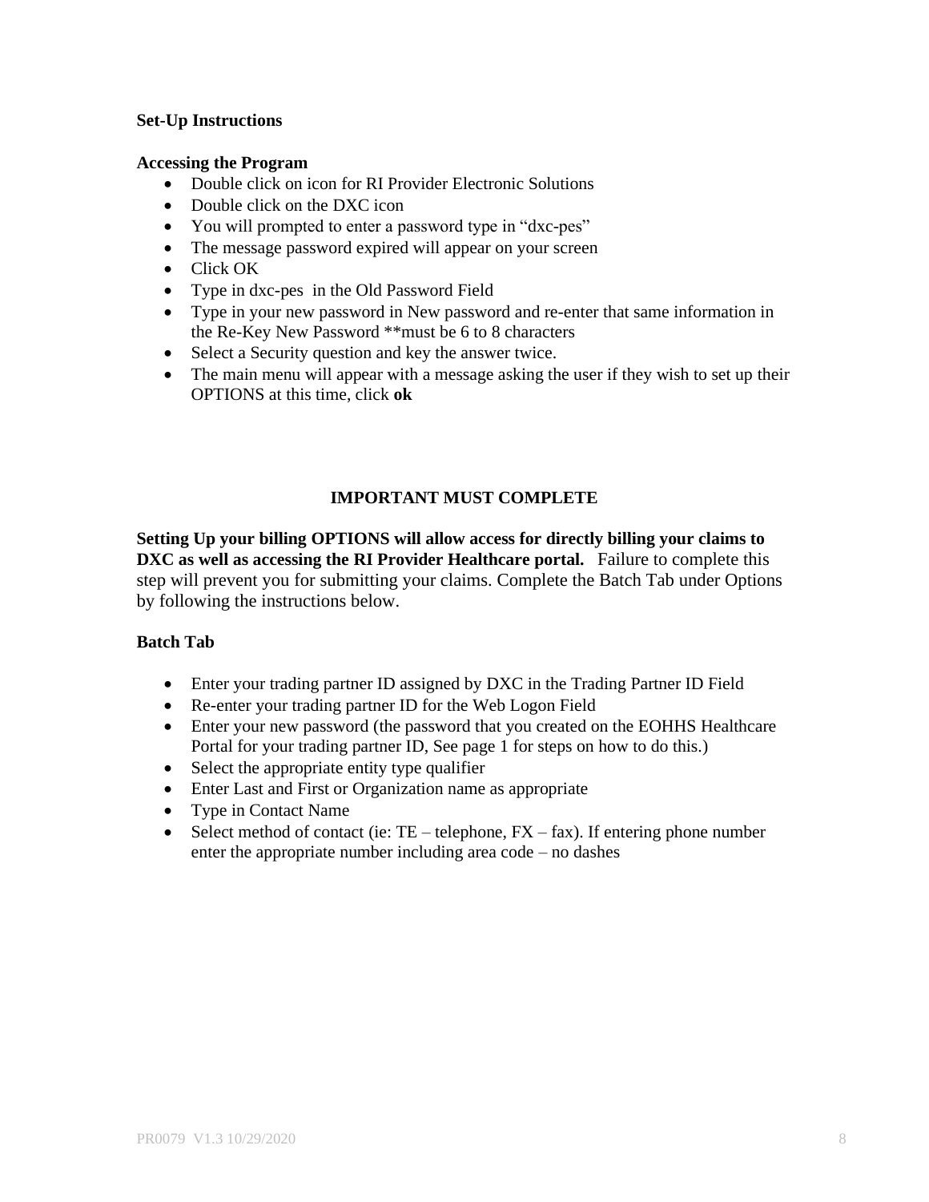**Set-Up Instructions**

**Accessing the Program**

- Double click on icon for RI Provider Electronic Solutions
- Double click on the DXC icon
- You will prompted to enter a password type in "dxc-pes"
- The message password expired will appear on your screen
- Click OK
- Type in dxc-pes in the Old Password Field
- Type in your new password in New password and re-enter that same information in the Re-Key New Password **must be 6 to 8 characters
- Select a Security question and key the answer twice.
- The main menu will appear with a message asking the user if they wish to set up their OPTIONS at this time, click **ok**

**IMPORTANT MUST COMPLETE**

**Setting Up your billing OPTIONS will allow access for directly billing your claims to DXC as well as accessing the RI Provider Healthcare portal.** Failure to complete this step will prevent you for submitting your claims. Complete the Batch Tab under Options by following the instructions below.

**Batch Tab**

- Enter your trading partner ID assigned by DXC in the Trading Partner ID Field
- Re-enter your trading partner ID for the Web Logon Field
- Enter your new password (the password that you created on the EOHHS Healthcare Portal for your trading partner ID, See page 1 for steps on how to do this.)
- Select the appropriate entity type qualifier
- Enter Last and First or Organization name as appropriate
- Type in Contact Name
- Select method of contact (ie: TE – telephone, FX – fax). If entering phone number enter the appropriate number including area code – no dashes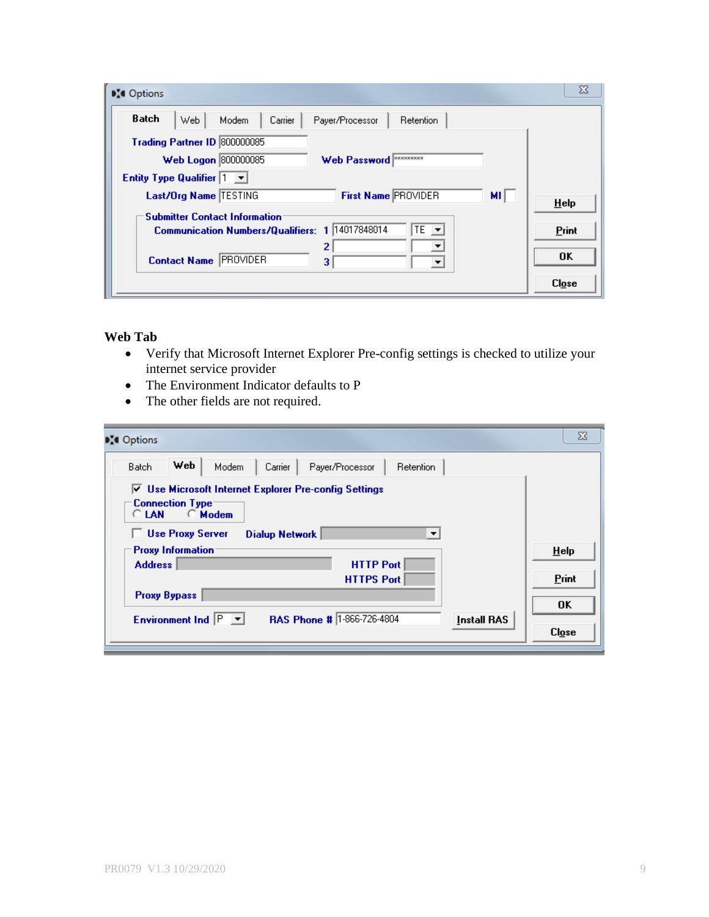**Web Tab**

- Verify that Microsoft Internet Explorer Pre-config settings is checked to utilize your internet service provider
- The Environment Indicator defaults to P
- The other fields are not required.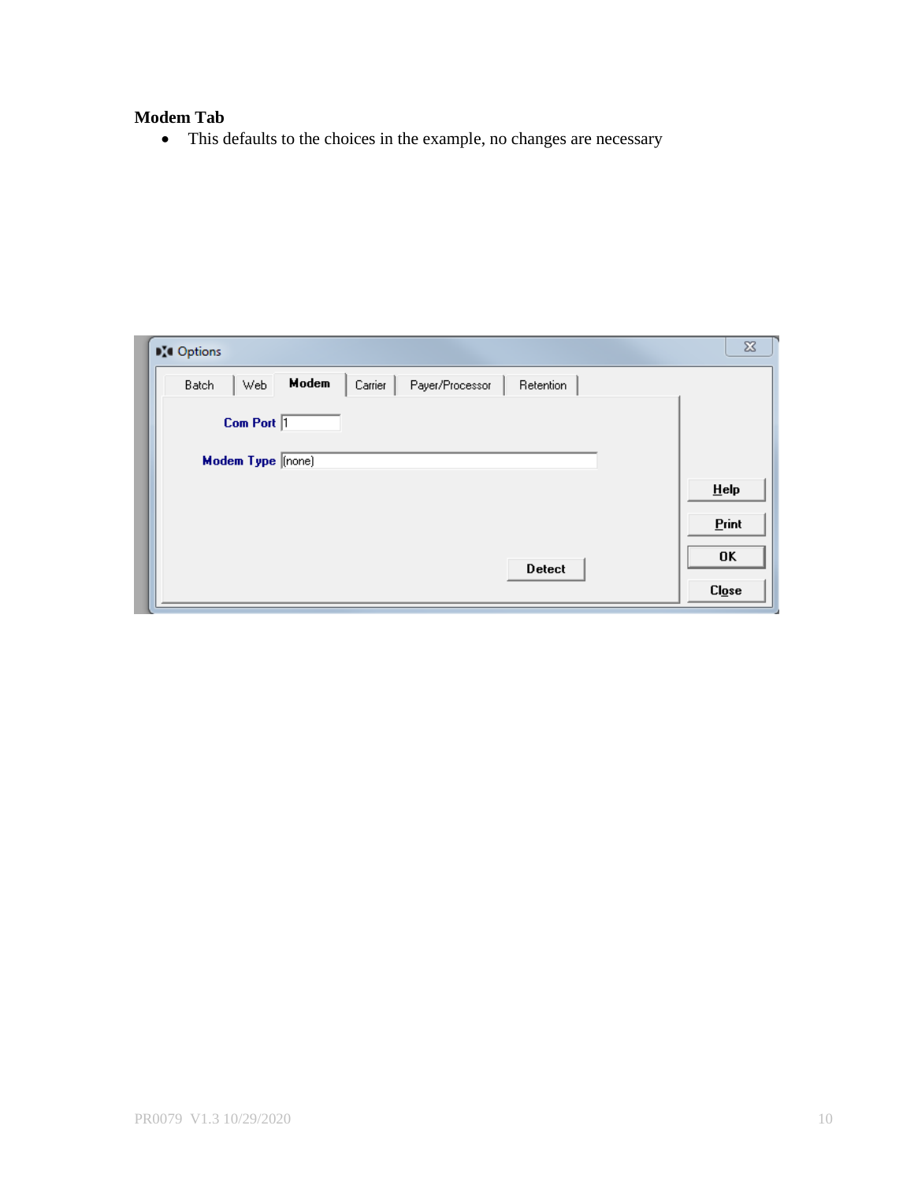**Modem Tab**

- This defaults to the choices in the example, no changes are necessary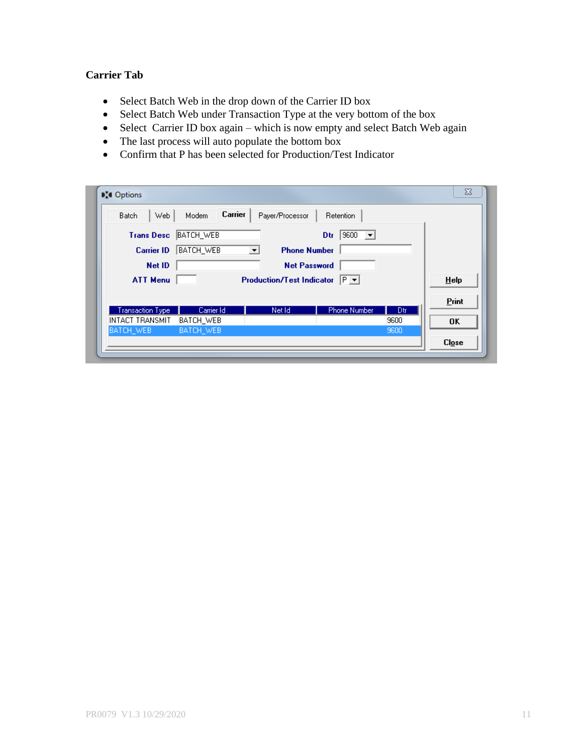**Carrier Tab**

- Select Batch Web in the drop down of the Carrier ID box
- Select Batch Web under Transaction Type at the very bottom of the box
- Select  Carrier ID box again – which is now empty and select Batch Web again
- The last process will auto populate the bottom box
- Confirm that P has been selected for Production/Test Indicator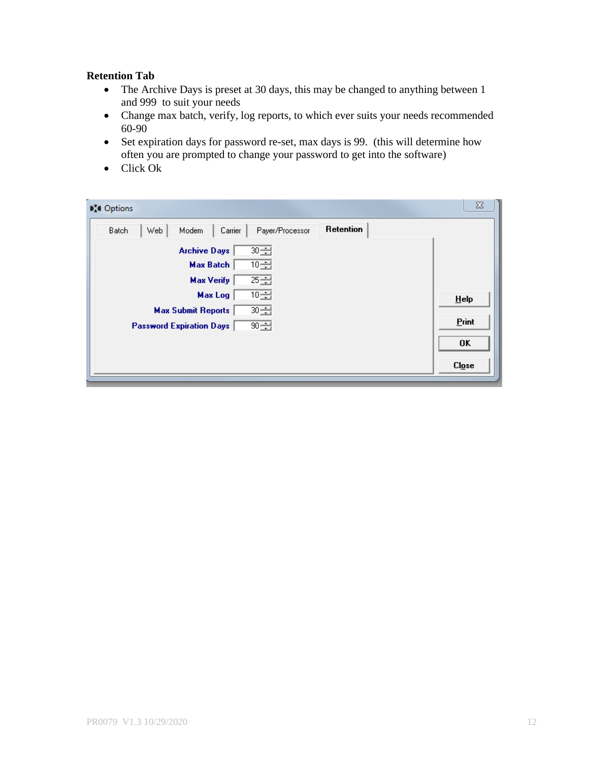**Retention Tab**

- The Archive Days is preset at 30 days, this may be changed to anything between 1 and 999 to suit your needs
- Change max batch, verify, log reports, to which ever suits your needs recommended 60-90
- Set expiration days for password re-set, max days is 99. (this will determine how often you are prompted to change your password to get into the software)
- Click Ok

Options

Batch | Web | Modem | Carrier | Payer/Processor | Retention

Archive Days 30
Max Batch 10
Max Verify 25
Max Log 10
Max Submit Reports 30
Password Expiration Days 90

Help
Print
OK
Close